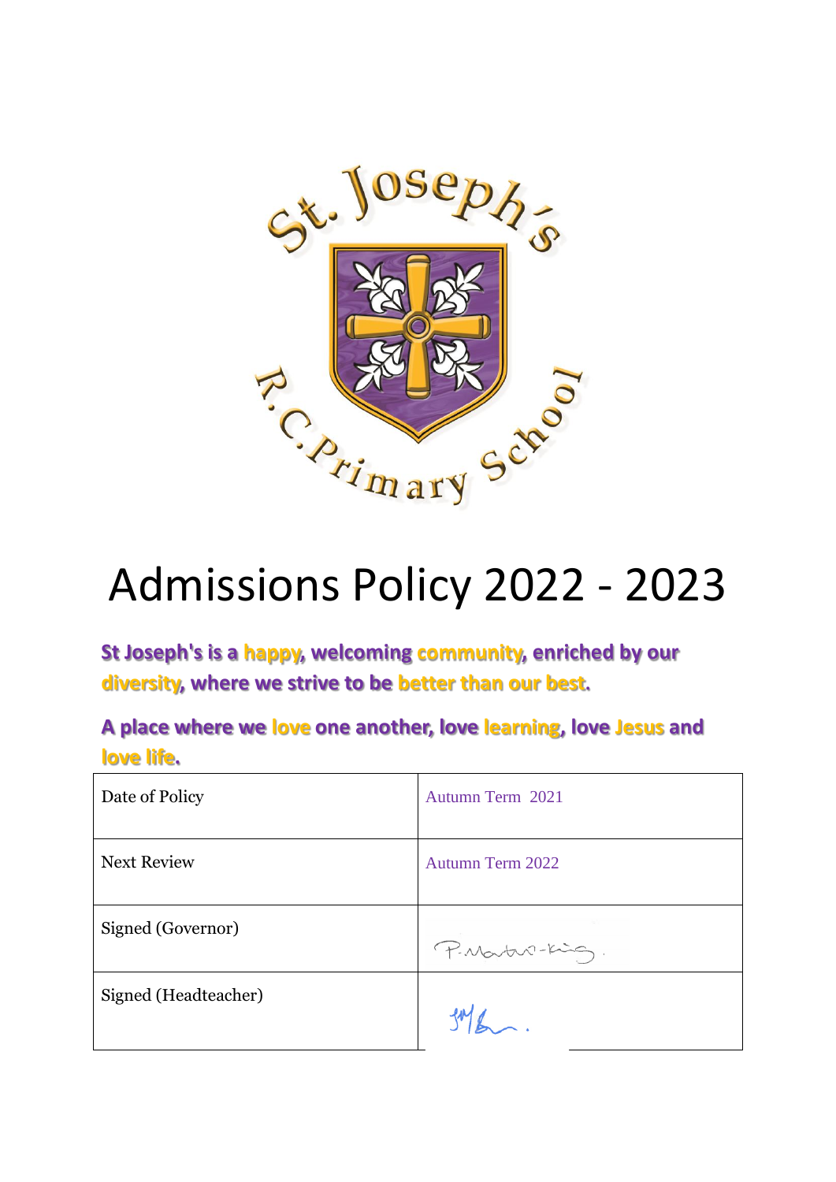# Admissions Policy 2022 - 2023

**St Joseph's is a happy, welcoming community, enriched by our diversity, where we strive to be better than our best.**

**A place where we love one another, love learning, love Jesus and love life.**

| Date of Policy | Autumn Term 2021 |
|---|---|
| Next Review | Autumn Term 2022 |
| Signed (Governor) | P.Martin-King. |
| Signed (Headteacher) | |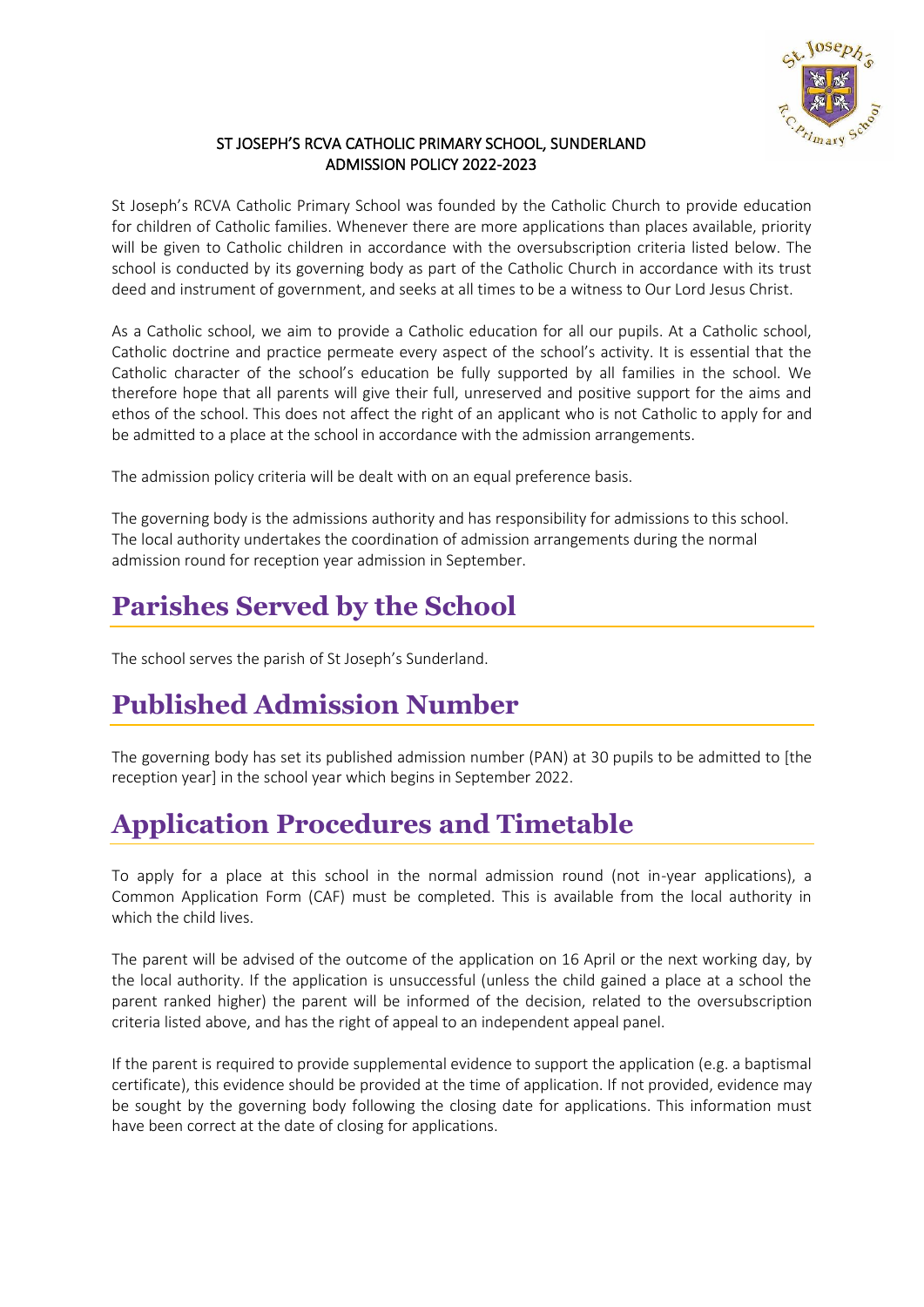### ST JOSEPH'S RCVA CATHOLIC PRIMARY SCHOOL, SUNDERLAND
### ADMISSION POLICY 2022-2023

St Joseph's RCVA Catholic Primary School was founded by the Catholic Church to provide education for children of Catholic families. Whenever there are more applications than places available, priority will be given to Catholic children in accordance with the oversubscription criteria listed below. The school is conducted by its governing body as part of the Catholic Church in accordance with its trust deed and instrument of government, and seeks at all times to be a witness to Our Lord Jesus Christ.

As a Catholic school, we aim to provide a Catholic education for all our pupils. At a Catholic school, Catholic doctrine and practice permeate every aspect of the school's activity. It is essential that the Catholic character of the school's education be fully supported by all families in the school. We therefore hope that all parents will give their full, unreserved and positive support for the aims and ethos of the school. This does not affect the right of an applicant who is not Catholic to apply for and be admitted to a place at the school in accordance with the admission arrangements.

The admission policy criteria will be dealt with on an equal preference basis.

The governing body is the admissions authority and has responsibility for admissions to this school. The local authority undertakes the coordination of admission arrangements during the normal admission round for reception year admission in September.

## Parishes Served by the School

The school serves the parish of St Joseph's Sunderland.

## Published Admission Number

The governing body has set its published admission number (PAN) at 30 pupils to be admitted to [the reception year] in the school year which begins in September 2022.

## Application Procedures and Timetable

To apply for a place at this school in the normal admission round (not in-year applications), a Common Application Form (CAF) must be completed. This is available from the local authority in which the child lives.

The parent will be advised of the outcome of the application on 16 April or the next working day, by the local authority. If the application is unsuccessful (unless the child gained a place at a school the parent ranked higher) the parent will be informed of the decision, related to the oversubscription criteria listed above, and has the right of appeal to an independent appeal panel.

If the parent is required to provide supplemental evidence to support the application (e.g. a baptismal certificate), this evidence should be provided at the time of application. If not provided, evidence may be sought by the governing body following the closing date for applications. This information must have been correct at the date of closing for applications.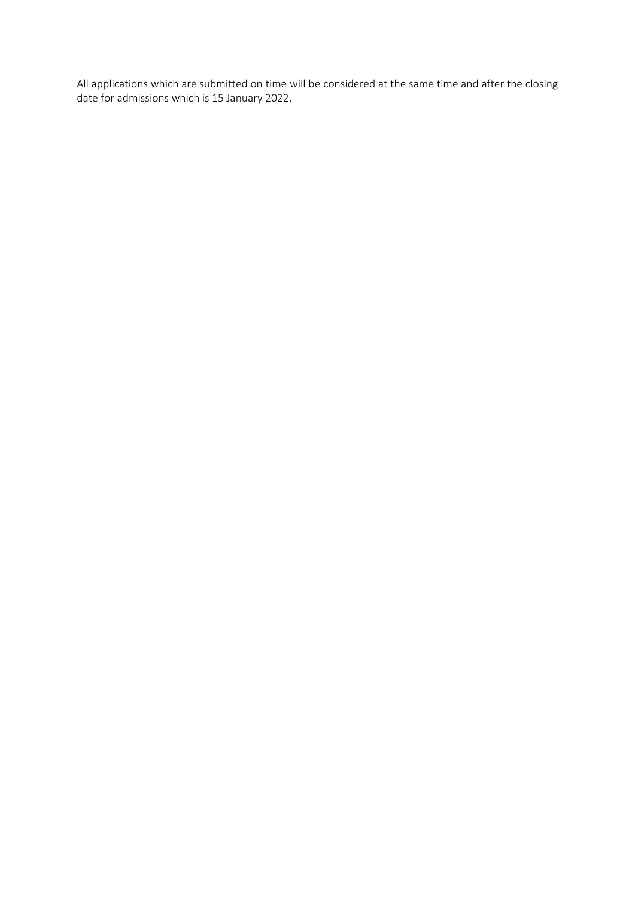All applications which are submitted on time will be considered at the same time and after the closing date for admissions which is 15 January 2022.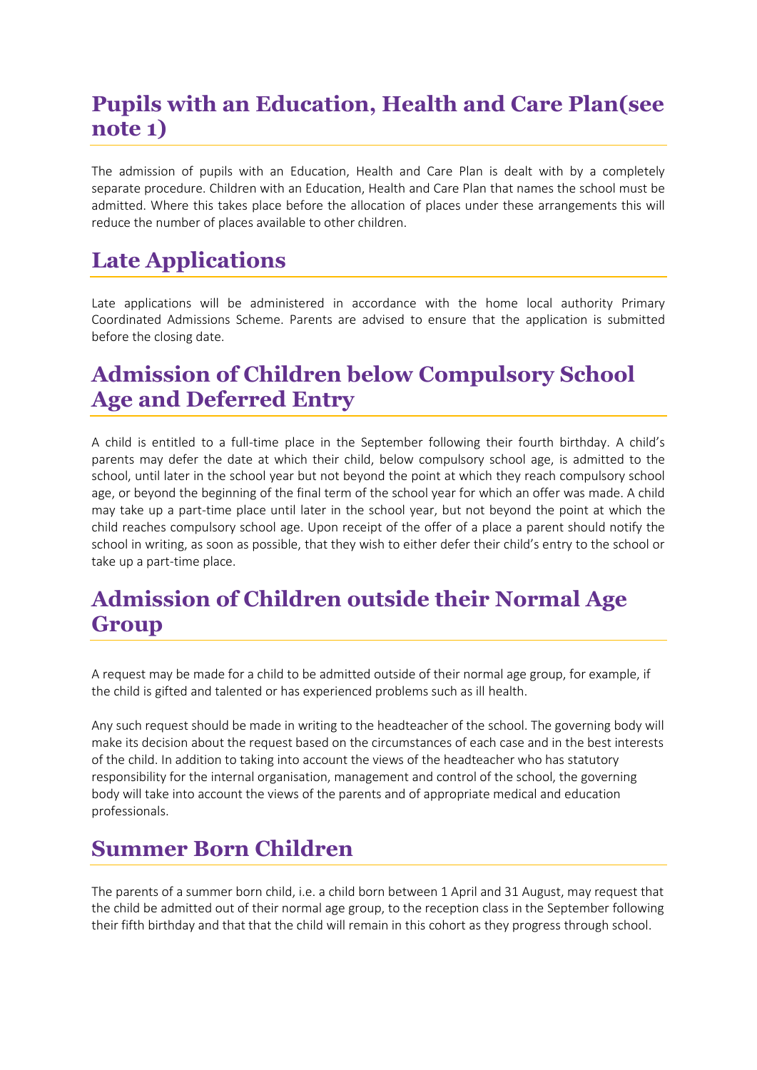## Pupils with an Education, Health and Care Plan(see note 1)

The admission of pupils with an Education, Health and Care Plan is dealt with by a completely separate procedure. Children with an Education, Health and Care Plan that names the school must be admitted. Where this takes place before the allocation of places under these arrangements this will reduce the number of places available to other children.

## Late Applications

Late applications will be administered in accordance with the home local authority Primary Coordinated Admissions Scheme. Parents are advised to ensure that the application is submitted before the closing date.

## Admission of Children below Compulsory School Age and Deferred Entry

A child is entitled to a full-time place in the September following their fourth birthday. A child's parents may defer the date at which their child, below compulsory school age, is admitted to the school, until later in the school year but not beyond the point at which they reach compulsory school age, or beyond the beginning of the final term of the school year for which an offer was made. A child may take up a part-time place until later in the school year, but not beyond the point at which the child reaches compulsory school age. Upon receipt of the offer of a place a parent should notify the school in writing, as soon as possible, that they wish to either defer their child's entry to the school or take up a part-time place.

## Admission of Children outside their Normal Age Group

A request may be made for a child to be admitted outside of their normal age group, for example, if the child is gifted and talented or has experienced problems such as ill health.

Any such request should be made in writing to the headteacher of the school. The governing body will make its decision about the request based on the circumstances of each case and in the best interests of the child. In addition to taking into account the views of the headteacher who has statutory responsibility for the internal organisation, management and control of the school, the governing body will take into account the views of the parents and of appropriate medical and education professionals.

## Summer Born Children

The parents of a summer born child, i.e. a child born between 1 April and 31 August, may request that the child be admitted out of their normal age group, to the reception class in the September following their fifth birthday and that that the child will remain in this cohort as they progress through school.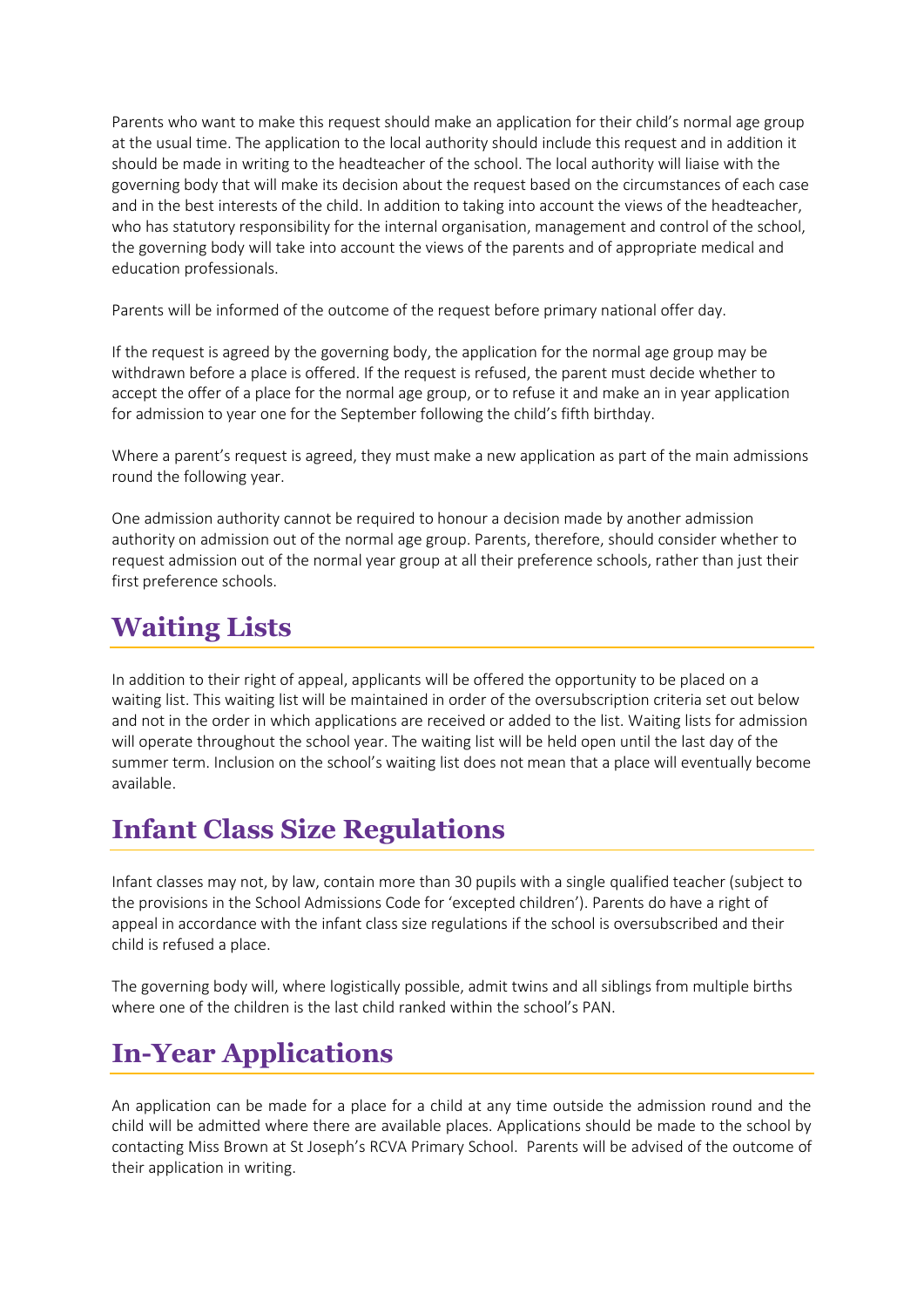Parents who want to make this request should make an application for their child's normal age group at the usual time. The application to the local authority should include this request and in addition it should be made in writing to the headteacher of the school. The local authority will liaise with the governing body that will make its decision about the request based on the circumstances of each case and in the best interests of the child. In addition to taking into account the views of the headteacher, who has statutory responsibility for the internal organisation, management and control of the school, the governing body will take into account the views of the parents and of appropriate medical and education professionals.

Parents will be informed of the outcome of the request before primary national offer day.

If the request is agreed by the governing body, the application for the normal age group may be withdrawn before a place is offered. If the request is refused, the parent must decide whether to accept the offer of a place for the normal age group, or to refuse it and make an in year application for admission to year one for the September following the child's fifth birthday.

Where a parent's request is agreed, they must make a new application as part of the main admissions round the following year.

One admission authority cannot be required to honour a decision made by another admission authority on admission out of the normal age group. Parents, therefore, should consider whether to request admission out of the normal year group at all their preference schools, rather than just their first preference schools.

## Waiting Lists

In addition to their right of appeal, applicants will be offered the opportunity to be placed on a waiting list. This waiting list will be maintained in order of the oversubscription criteria set out below and not in the order in which applications are received or added to the list. Waiting lists for admission will operate throughout the school year. The waiting list will be held open until the last day of the summer term. Inclusion on the school's waiting list does not mean that a place will eventually become available.

## Infant Class Size Regulations

Infant classes may not, by law, contain more than 30 pupils with a single qualified teacher (subject to the provisions in the School Admissions Code for 'excepted children'). Parents do have a right of appeal in accordance with the infant class size regulations if the school is oversubscribed and their child is refused a place.

The governing body will, where logistically possible, admit twins and all siblings from multiple births where one of the children is the last child ranked within the school's PAN.

## In-Year Applications

An application can be made for a place for a child at any time outside the admission round and the child will be admitted where there are available places. Applications should be made to the school by contacting Miss Brown at St Joseph's RCVA Primary School. Parents will be advised of the outcome of their application in writing.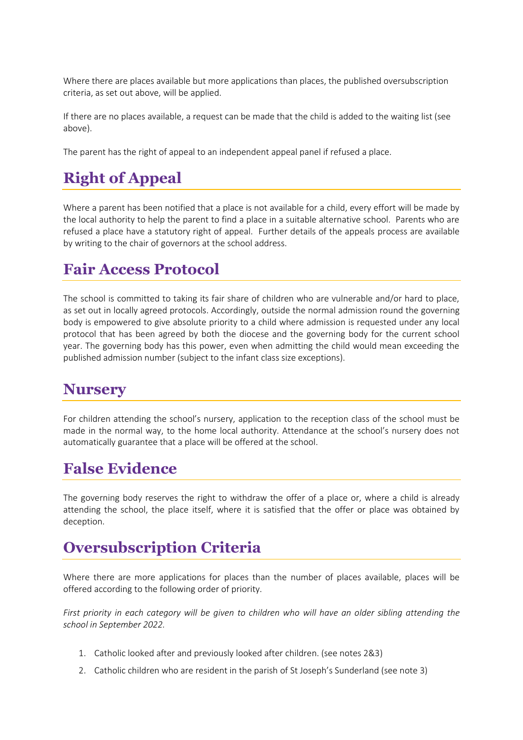Where there are places available but more applications than places, the published oversubscription criteria, as set out above, will be applied.

If there are no places available, a request can be made that the child is added to the waiting list (see above).

The parent has the right of appeal to an independent appeal panel if refused a place.

## Right of Appeal

Where a parent has been notified that a place is not available for a child, every effort will be made by the local authority to help the parent to find a place in a suitable alternative school. Parents who are refused a place have a statutory right of appeal. Further details of the appeals process are available by writing to the chair of governors at the school address.

## Fair Access Protocol

The school is committed to taking its fair share of children who are vulnerable and/or hard to place, as set out in locally agreed protocols. Accordingly, outside the normal admission round the governing body is empowered to give absolute priority to a child where admission is requested under any local protocol that has been agreed by both the diocese and the governing body for the current school year. The governing body has this power, even when admitting the child would mean exceeding the published admission number (subject to the infant class size exceptions).

## Nursery

For children attending the school's nursery, application to the reception class of the school must be made in the normal way, to the home local authority. Attendance at the school's nursery does not automatically guarantee that a place will be offered at the school.

## False Evidence

The governing body reserves the right to withdraw the offer of a place or, where a child is already attending the school, the place itself, where it is satisfied that the offer or place was obtained by deception.

## Oversubscription Criteria

Where there are more applications for places than the number of places available, places will be offered according to the following order of priority.

*First priority in each category will be given to children who will have an older sibling attending the school in September 2022.*

1. Catholic looked after and previously looked after children. (see notes 2&3)
2. Catholic children who are resident in the parish of St Joseph's Sunderland (see note 3)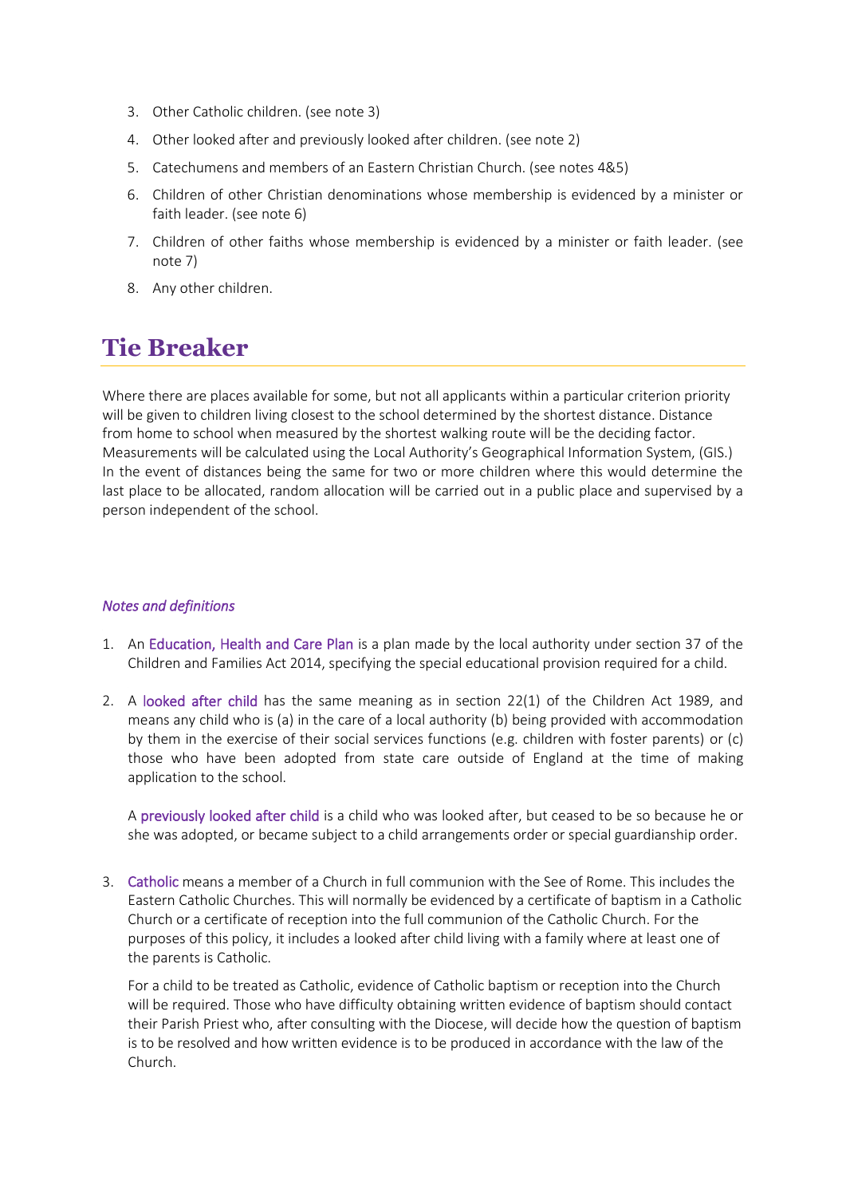3. Other Catholic children. (see note 3)
4. Other looked after and previously looked after children. (see note 2)
5. Catechumens and members of an Eastern Christian Church. (see notes 4&5)
6. Children of other Christian denominations whose membership is evidenced by a minister or faith leader. (see note 6)
7. Children of other faiths whose membership is evidenced by a minister or faith leader. (see note 7)
8. Any other children.

# Tie Breaker

Where there are places available for some, but not all applicants within a particular criterion priority will be given to children living closest to the school determined by the shortest distance. Distance from home to school when measured by the shortest walking route will be the deciding factor. Measurements will be calculated using the Local Authority's Geographical Information System, (GIS.) In the event of distances being the same for two or more children where this would determine the last place to be allocated, random allocation will be carried out in a public place and supervised by a person independent of the school.

*Notes and definitions*

1. An Education, Health and Care Plan is a plan made by the local authority under section 37 of the Children and Families Act 2014, specifying the special educational provision required for a child.

2. A looked after child has the same meaning as in section 22(1) of the Children Act 1989, and means any child who is (a) in the care of a local authority (b) being provided with accommodation by them in the exercise of their social services functions (e.g. children with foster parents) or (c) those who have been adopted from state care outside of England at the time of making application to the school.

   A previously looked after child is a child who was looked after, but ceased to be so because he or she was adopted, or became subject to a child arrangements order or special guardianship order.

3. Catholic means a member of a Church in full communion with the See of Rome. This includes the Eastern Catholic Churches. This will normally be evidenced by a certificate of baptism in a Catholic Church or a certificate of reception into the full communion of the Catholic Church. For the purposes of this policy, it includes a looked after child living with a family where at least one of the parents is Catholic.

   For a child to be treated as Catholic, evidence of Catholic baptism or reception into the Church will be required. Those who have difficulty obtaining written evidence of baptism should contact their Parish Priest who, after consulting with the Diocese, will decide how the question of baptism is to be resolved and how written evidence is to be produced in accordance with the law of the Church.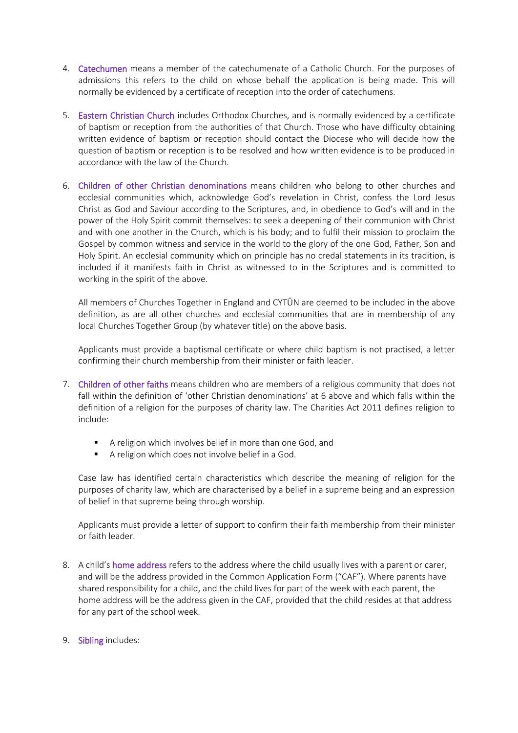4. Catechumen means a member of the catechumenate of a Catholic Church. For the purposes of admissions this refers to the child on whose behalf the application is being made. This will normally be evidenced by a certificate of reception into the order of catechumens.

5. Eastern Christian Church includes Orthodox Churches, and is normally evidenced by a certificate of baptism or reception from the authorities of that Church. Those who have difficulty obtaining written evidence of baptism or reception should contact the Diocese who will decide how the question of baptism or reception is to be resolved and how written evidence is to be produced in accordance with the law of the Church.

6. Children of other Christian denominations means children who belong to other churches and ecclesial communities which, acknowledge God's revelation in Christ, confess the Lord Jesus Christ as God and Saviour according to the Scriptures, and, in obedience to God's will and in the power of the Holy Spirit commit themselves: to seek a deepening of their communion with Christ and with one another in the Church, which is his body; and to fulfil their mission to proclaim the Gospel by common witness and service in the world to the glory of the one God, Father, Son and Holy Spirit. An ecclesial community which on principle has no credal statements in its tradition, is included if it manifests faith in Christ as witnessed to in the Scriptures and is committed to working in the spirit of the above.

   All members of Churches Together in England and CYTÛN are deemed to be included in the above definition, as are all other churches and ecclesial communities that are in membership of any local Churches Together Group (by whatever title) on the above basis.

   Applicants must provide a baptismal certificate or where child baptism is not practised, a letter confirming their church membership from their minister or faith leader.

7. Children of other faiths means children who are members of a religious community that does not fall within the definition of 'other Christian denominations' at 6 above and which falls within the definition of a religion for the purposes of charity law. The Charities Act 2011 defines religion to include:

   - A religion which involves belief in more than one God, and
   - A religion which does not involve belief in a God.

   Case law has identified certain characteristics which describe the meaning of religion for the purposes of charity law, which are characterised by a belief in a supreme being and an expression of belief in that supreme being through worship.

   Applicants must provide a letter of support to confirm their faith membership from their minister or faith leader.

8. A child's home address refers to the address where the child usually lives with a parent or carer, and will be the address provided in the Common Application Form ("CAF"). Where parents have shared responsibility for a child, and the child lives for part of the week with each parent, the home address will be the address given in the CAF, provided that the child resides at that address for any part of the school week.

9. Sibling includes: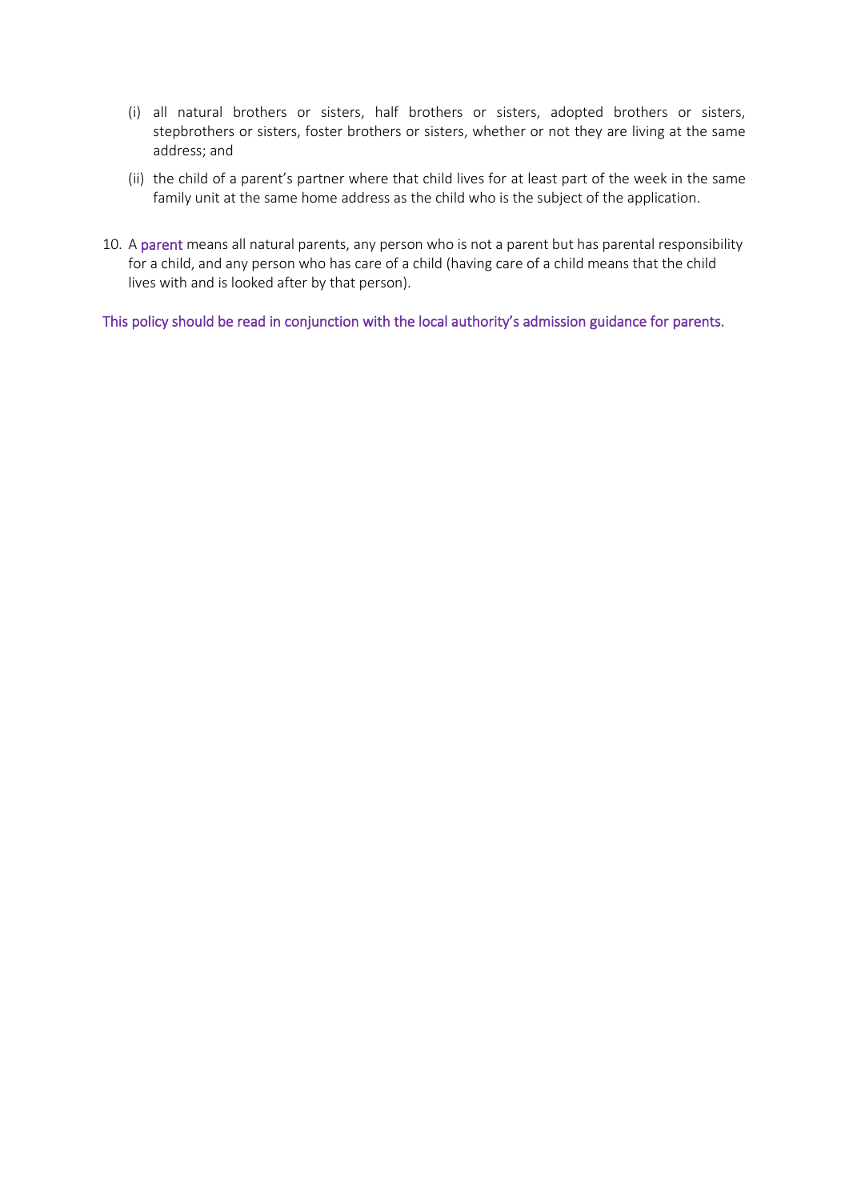(i) all natural brothers or sisters, half brothers or sisters, adopted brothers or sisters, stepbrothers or sisters, foster brothers or sisters, whether or not they are living at the same address; and

(ii) the child of a parent's partner where that child lives for at least part of the week in the same family unit at the same home address as the child who is the subject of the application.

10. A parent means all natural parents, any person who is not a parent but has parental responsibility for a child, and any person who has care of a child (having care of a child means that the child lives with and is looked after by that person).

This policy should be read in conjunction with the local authority's admission guidance for parents.